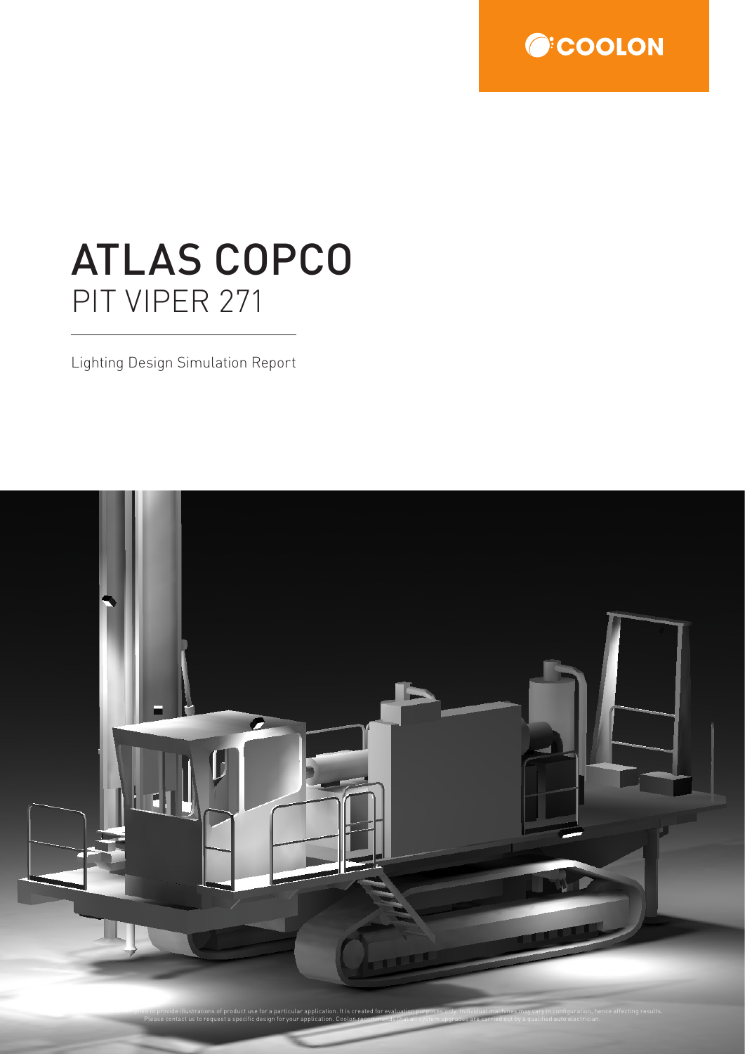COOLON

# ATLAS COPCO
## PIT VIPER 271

Lighting Design Simulation Report

...ded to provide illustrations of product use for a particular application. It is created for evaluation purposes only. Individual machines may vary in configuration, hence affecting results. Please contact us to request a specific design for your application. Coolon recommends that all system upgrades are carried out by a qualified auto electrician.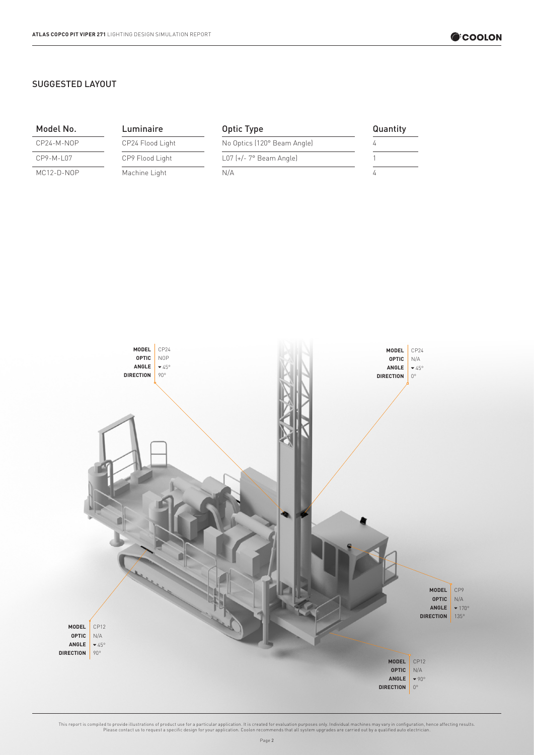## SUGGESTED LAYOUT

| Model No. | Luminaire | Optic Type | Quantity |
| --- | --- | --- | --- |
| CP24-M-NOP | CP24 Flood Light | No Optics (120° Beam Angle) | 4 |
| CP9-M-L07 | CP9 Flood Light | L07 (+/- 7° Beam Angle) | 1 |
| MC12-D-NOP | Machine Light | N/A | 4 |

**MODEL** CP24
**OPTIC** NOP
**ANGLE** ▾45°
**DIRECTION** 90°

**MODEL** CP24
**OPTIC** N/A
**ANGLE** ▾45°
**DIRECTION** 0°

**MODEL** CP9
**OPTIC** N/A
**ANGLE** ▾170°
**DIRECTION** 135°

**MODEL** CP12
**OPTIC** N/A
**ANGLE** ▾45°
**DIRECTION** 90°

**MODEL** CP12
**OPTIC** N/A
**ANGLE** ▾90°
**DIRECTION** 0°

This report is compiled to provide illustrations of product use for a particular application. It is created for evaluation purposes only. Individual machines may vary in configuration, hence affecting results. Please contact us to request a specific design for your application. Coolon recommends that all system upgrades are carried out by a qualified auto electrician.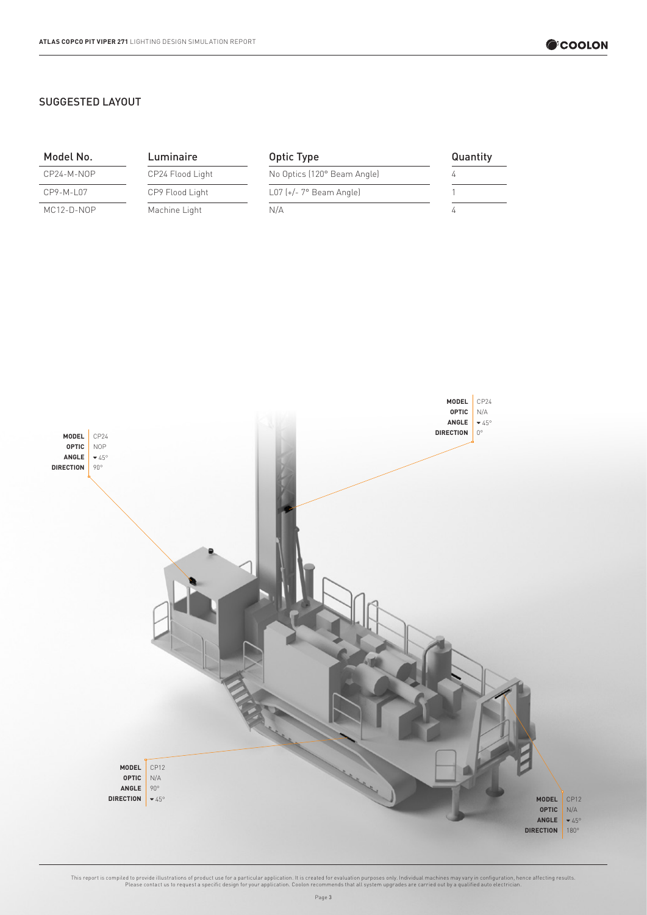## SUGGESTED LAYOUT

| Model No. | Luminaire | Optic Type | Quantity |
|---|---|---|---|
| CP24-M-NOP | CP24 Flood Light | No Optics (120° Beam Angle) | 4 |
| CP9-M-L07 | CP9 Flood Light | L07 (+/- 7° Beam Angle) | 1 |
| MC12-D-NOP | Machine Light | N/A | 4 |

**MODEL** CP24
**OPTIC** N/A
**ANGLE** ▾45°
**DIRECTION** 0°

**MODEL** CP24
**OPTIC** NOP
**ANGLE** ▾45°
**DIRECTION** 90°

**MODEL** CP12
**OPTIC** N/A
**ANGLE** 90°
**DIRECTION** ▾45°

**MODEL** CP12
**OPTIC** N/A
**ANGLE** ▾45°
**DIRECTION** 180°

This report is compiled to provide illustrations of product use for a particular application. It is created for evaluation purposes only. Individual machines may vary in configuration, hence affecting results. Please contact us to request a specific design for your application. Coolon recommends that all system upgrades are carried out by a qualified auto electrician.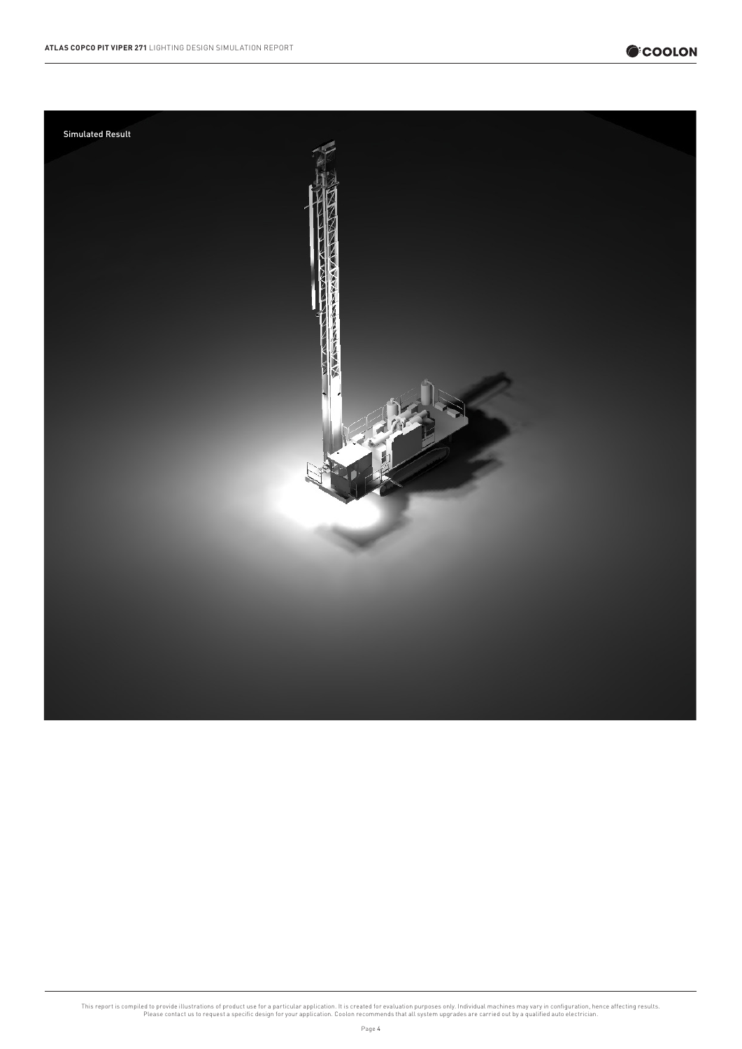Simulated Result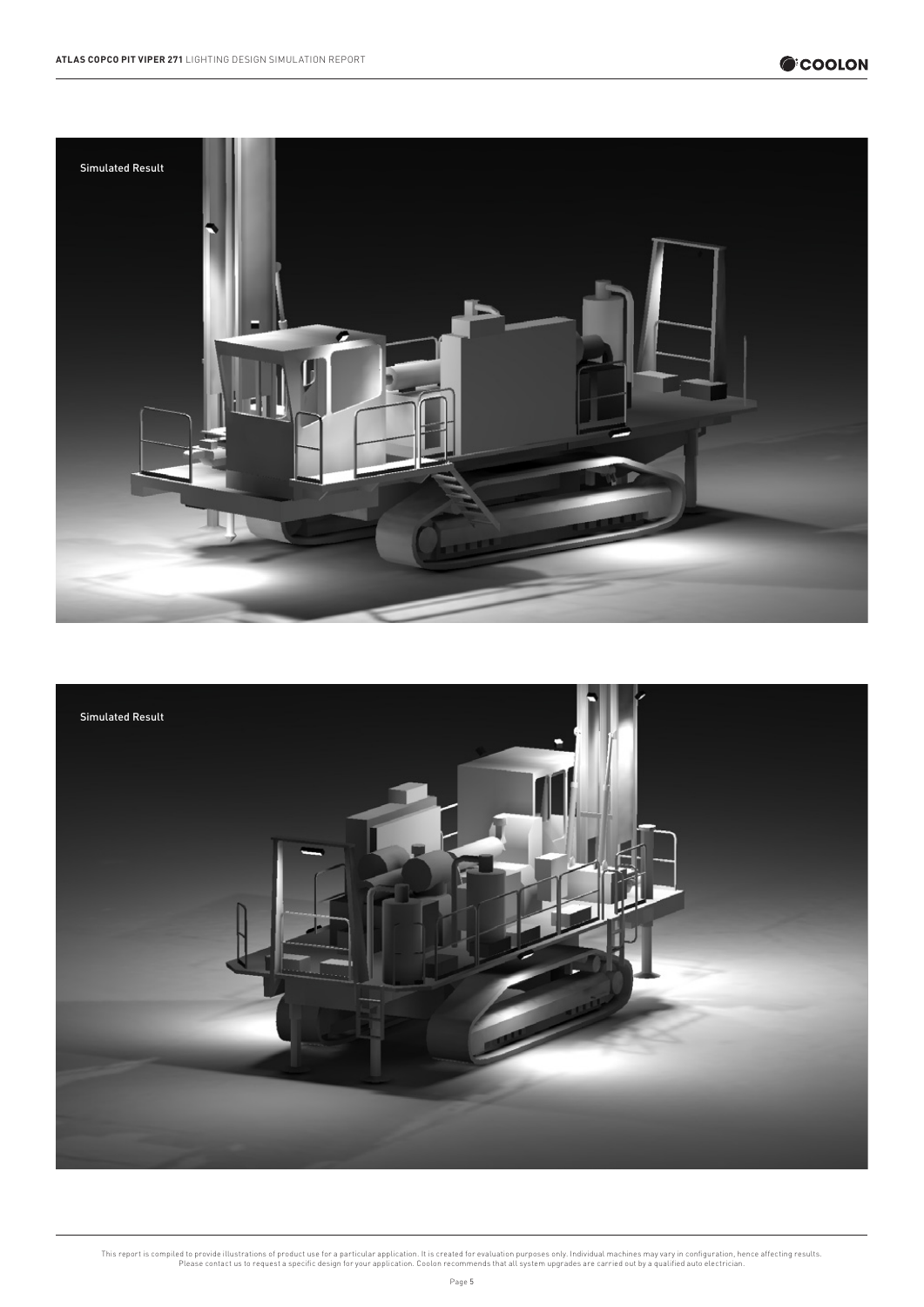Simulated Result

Simulated Result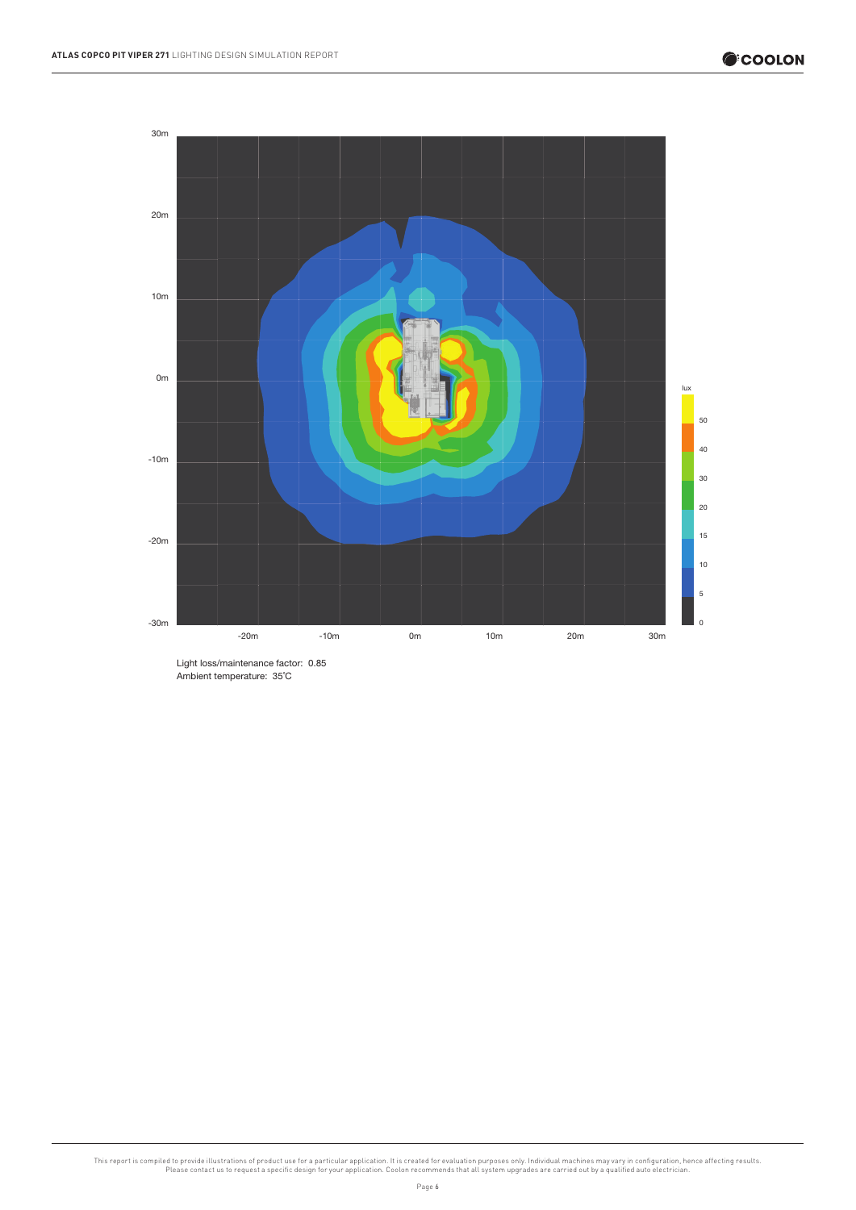Light loss/maintenance factor: 0.85
Ambient temperature: 35˚C

This report is compiled to provide illustrations of product use for a particular application. It is created for evaluation purposes only. Individual machines may vary in configuration, hence affecting results. Please contact us to request a specific design for your application. Coolon recommends that all system upgrades are carried out by a qualified auto electrician.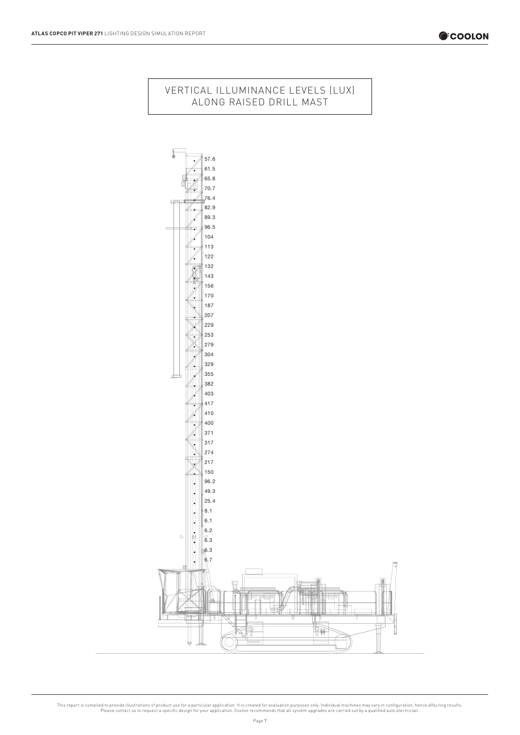# VERTICAL ILLUMINANCE LEVELS (LUX) ALONG RAISED DRILL MAST

57.6
61.5
65.8
70.7
76.4
82.9
89.3
96.5
104
113
122
132
143
156
170
187
207
229
253
279
304
329
355
382
403
417
410
400
371
317
274
217
150
96.2
49.3
25.4
8.1
6.1
6.2
6.3
6.3
6.7

This report is compiled to provide illustrations of product use for a particular application. It is created for evaluation purposes only. Individual machines may vary in configuration, hence affecting results. Please contact us to request a specific design for your application. Coolon recommends that all system upgrades are carried out by a qualified auto electrician.